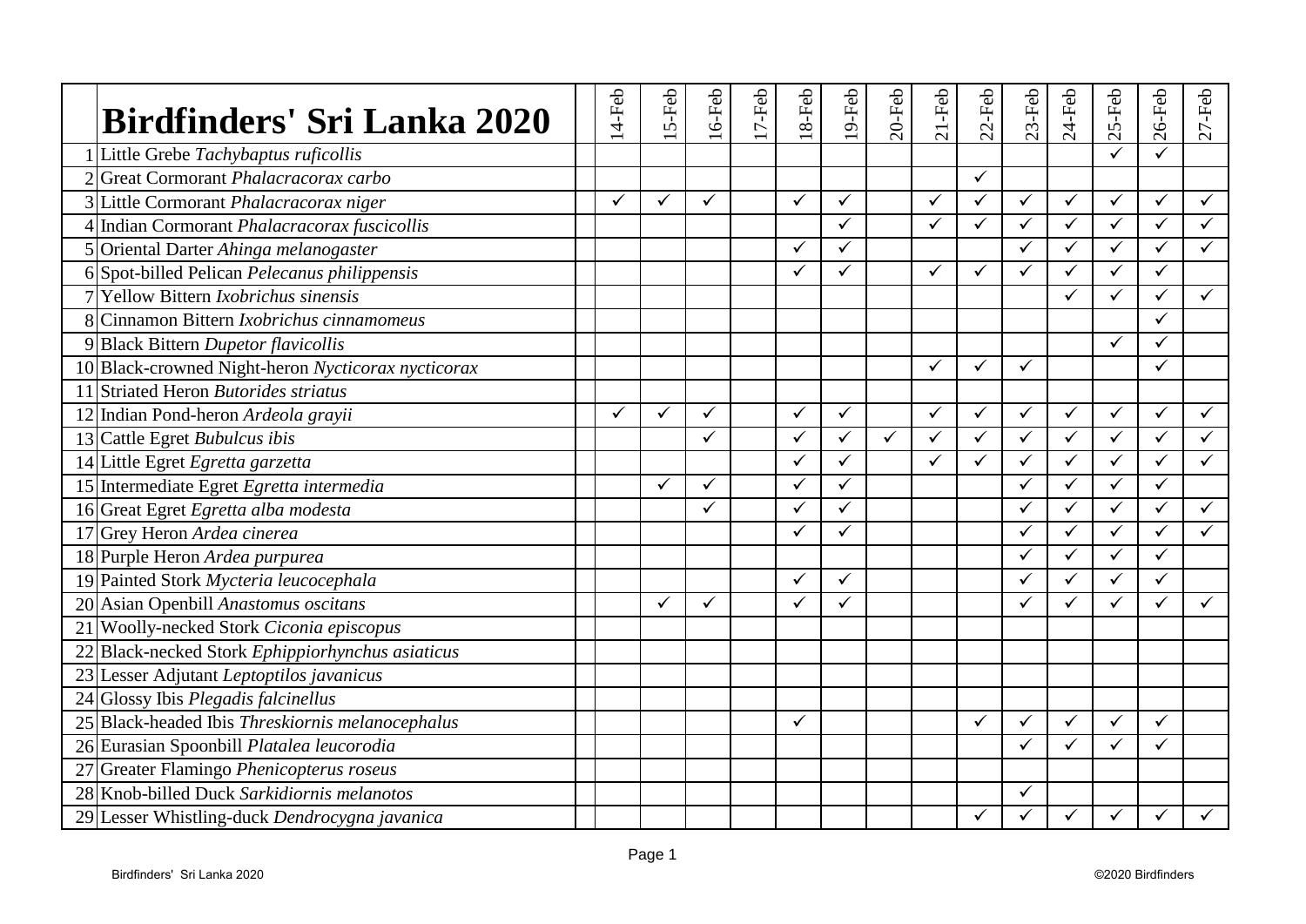# Birdfinders' Sri Lanka 2020

| # | Species | 14-Feb | 15-Feb | 16-Feb | 17-Feb | 18-Feb | 19-Feb | 20-Feb | 21-Feb | 22-Feb | 23-Feb | 24-Feb | 25-Feb | 26-Feb | 27-Feb |
|---|---|---|---|---|---|---|---|---|---|---|---|---|---|---|---|
| 1 | Little Grebe *Tachybaptus ruficollis* | | | | | | | | | | | | ✓ | ✓ | |
| 2 | Great Cormorant *Phalacracorax carbo* | | | | | | | | | ✓ | | | | | |
| 3 | Little Cormorant *Phalacracorax niger* | ✓ | ✓ | ✓ | | ✓ | ✓ | | ✓ | ✓ | ✓ | ✓ | ✓ | ✓ | ✓ |
| 4 | Indian Cormorant *Phalacracorax fuscicollis* | | | | | | ✓ | | ✓ | ✓ | ✓ | ✓ | ✓ | ✓ | ✓ |
| 5 | Oriental Darter *Ahinga melanogaster* | | | | | ✓ | ✓ | | | | ✓ | ✓ | ✓ | ✓ | ✓ |
| 6 | Spot-billed Pelican *Pelecanus philippensis* | | | | | ✓ | ✓ | | ✓ | ✓ | ✓ | ✓ | ✓ | ✓ | |
| 7 | Yellow Bittern *Ixobrichus sinensis* | | | | | | | | | | | ✓ | ✓ | ✓ | ✓ |
| 8 | Cinnamon Bittern *Ixobrichus cinnamomeus* | | | | | | | | | | | | | ✓ | |
| 9 | Black Bittern *Dupetor flavicollis* | | | | | | | | | | | | ✓ | ✓ | |
| 10 | Black-crowned Night-heron *Nycticorax nycticorax* | | | | | | | | ✓ | ✓ | ✓ | | | ✓ | |
| 11 | Striated Heron *Butorides striatus* | | | | | | | | | | | | | | |
| 12 | Indian Pond-heron *Ardeola grayii* | ✓ | ✓ | ✓ | | ✓ | ✓ | | ✓ | ✓ | ✓ | ✓ | ✓ | ✓ | ✓ |
| 13 | Cattle Egret *Bubulcus ibis* | | | ✓ | | ✓ | ✓ | ✓ | ✓ | ✓ | ✓ | ✓ | ✓ | ✓ | ✓ |
| 14 | Little Egret *Egretta garzetta* | | | | | ✓ | ✓ | | ✓ | ✓ | ✓ | ✓ | ✓ | ✓ | ✓ |
| 15 | Intermediate Egret *Egretta intermedia* | | ✓ | ✓ | | ✓ | ✓ | | | | ✓ | ✓ | ✓ | ✓ | |
| 16 | Great Egret *Egretta alba modesta* | | | ✓ | | ✓ | ✓ | | | | ✓ | ✓ | ✓ | ✓ | ✓ |
| 17 | Grey Heron *Ardea cinerea* | | | | | ✓ | ✓ | | | | ✓ | ✓ | ✓ | ✓ | ✓ |
| 18 | Purple Heron *Ardea purpurea* | | | | | | | | | | ✓ | ✓ | ✓ | ✓ | |
| 19 | Painted Stork *Mycteria leucocephala* | | | | | ✓ | ✓ | | | | ✓ | ✓ | ✓ | ✓ | |
| 20 | Asian Openbill *Anastomus oscitans* | | ✓ | ✓ | | ✓ | ✓ | | | | ✓ | ✓ | ✓ | ✓ | ✓ |
| 21 | Woolly-necked Stork *Ciconia episcopus* | | | | | | | | | | | | | | |
| 22 | Black-necked Stork *Ephippiorhynchus asiaticus* | | | | | | | | | | | | | | |
| 23 | Lesser Adjutant *Leptoptilos javanicus* | | | | | | | | | | | | | | |
| 24 | Glossy Ibis *Plegadis falcinellus* | | | | | | | | | | | | | | |
| 25 | Black-headed Ibis *Threskiornis melanocephalus* | | | | | ✓ | | | | ✓ | ✓ | ✓ | ✓ | ✓ | |
| 26 | Eurasian Spoonbill *Platalea leucorodia* | | | | | | | | | | ✓ | ✓ | ✓ | ✓ | |
| 27 | Greater Flamingo *Phenicopterus roseus* | | | | | | | | | | | | | | |
| 28 | Knob-billed Duck *Sarkidiornis melanotos* | | | | | | | | | | ✓ | | | | |
| 29 | Lesser Whistling-duck *Dendrocygna javanica* | | | | | | | | | ✓ | ✓ | ✓ | ✓ | ✓ | ✓ |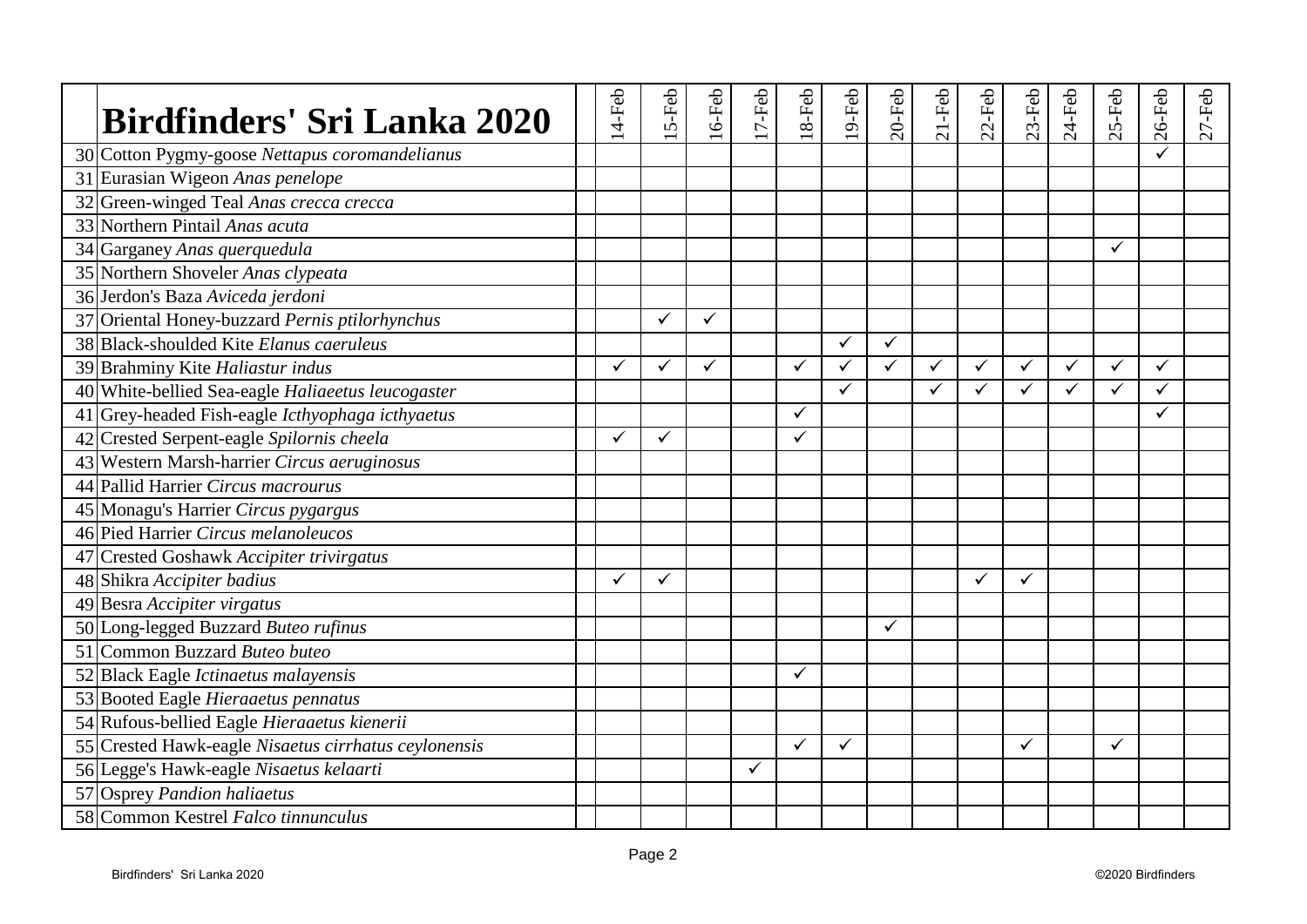| | Birdfinders' Sri Lanka 2020 | | 14-Feb | 15-Feb | 16-Feb | 17-Feb | 18-Feb | 19-Feb | 20-Feb | 21-Feb | 22-Feb | 23-Feb | 24-Feb | 25-Feb | 26-Feb | 27-Feb |
|---|---|---|---|---|---|---|---|---|---|---|---|---|---|---|---|---|
| 30 | Cotton Pygmy-goose *Nettapus coromandelianus* | | | | | | | | | | | | | | ✓ | |
| 31 | Eurasian Wigeon *Anas penelope* | | | | | | | | | | | | | | | |
| 32 | Green-winged Teal *Anas crecca crecca* | | | | | | | | | | | | | | | |
| 33 | Northern Pintail *Anas acuta* | | | | | | | | | | | | | | | |
| 34 | Garganey *Anas querquedula* | | | | | | | | | | | | | ✓ | | |
| 35 | Northern Shoveler *Anas clypeata* | | | | | | | | | | | | | | | |
| 36 | Jerdon's Baza *Aviceda jerdoni* | | | | | | | | | | | | | | | |
| 37 | Oriental Honey-buzzard *Pernis ptilorhynchus* | | | ✓ | ✓ | | | | | | | | | | | |
| 38 | Black-shoulded Kite *Elanus caeruleus* | | | | | | | ✓ | ✓ | | | | | | | |
| 39 | Brahminy Kite *Haliastur indus* | | ✓ | ✓ | ✓ | | ✓ | ✓ | ✓ | ✓ | ✓ | ✓ | ✓ | ✓ | ✓ | |
| 40 | White-bellied Sea-eagle *Haliaeetus leucogaster* | | | | | | | ✓ | | ✓ | ✓ | ✓ | ✓ | ✓ | ✓ | |
| 41 | Grey-headed Fish-eagle *Icthyophaga icthyaetus* | | | | | | ✓ | | | | | | | | ✓ | |
| 42 | Crested Serpent-eagle *Spilornis cheela* | | ✓ | ✓ | | | ✓ | | | | | | | | | |
| 43 | Western Marsh-harrier *Circus aeruginosus* | | | | | | | | | | | | | | | |
| 44 | Pallid Harrier *Circus macrourus* | | | | | | | | | | | | | | | |
| 45 | Monagu's Harrier *Circus pygargus* | | | | | | | | | | | | | | | |
| 46 | Pied Harrier *Circus melanoleucos* | | | | | | | | | | | | | | | |
| 47 | Crested Goshawk *Accipiter trivirgatus* | | | | | | | | | | | | | | | |
| 48 | Shikra *Accipiter badius* | | ✓ | ✓ | | | | | | | ✓ | ✓ | | | | |
| 49 | Besra *Accipiter virgatus* | | | | | | | | | | | | | | | |
| 50 | Long-legged Buzzard *Buteo rufinus* | | | | | | | | ✓ | | | | | | | |
| 51 | Common Buzzard *Buteo buteo* | | | | | | | | | | | | | | | |
| 52 | Black Eagle *Ictinaetus malayensis* | | | | | | ✓ | | | | | | | | | |
| 53 | Booted Eagle *Hieraaetus pennatus* | | | | | | | | | | | | | | | |
| 54 | Rufous-bellied Eagle *Hieraaetus kienerii* | | | | | | | | | | | | | | | |
| 55 | Crested Hawk-eagle *Nisaetus cirrhatus ceylonensis* | | | | | | ✓ | ✓ | | | | ✓ | | ✓ | | |
| 56 | Legge's Hawk-eagle *Nisaetus kelaarti* | | | | | ✓ | | | | | | | | | | |
| 57 | Osprey *Pandion haliaetus* | | | | | | | | | | | | | | | |
| 58 | Common Kestrel *Falco tinnunculus* | | | | | | | | | | | | | | | |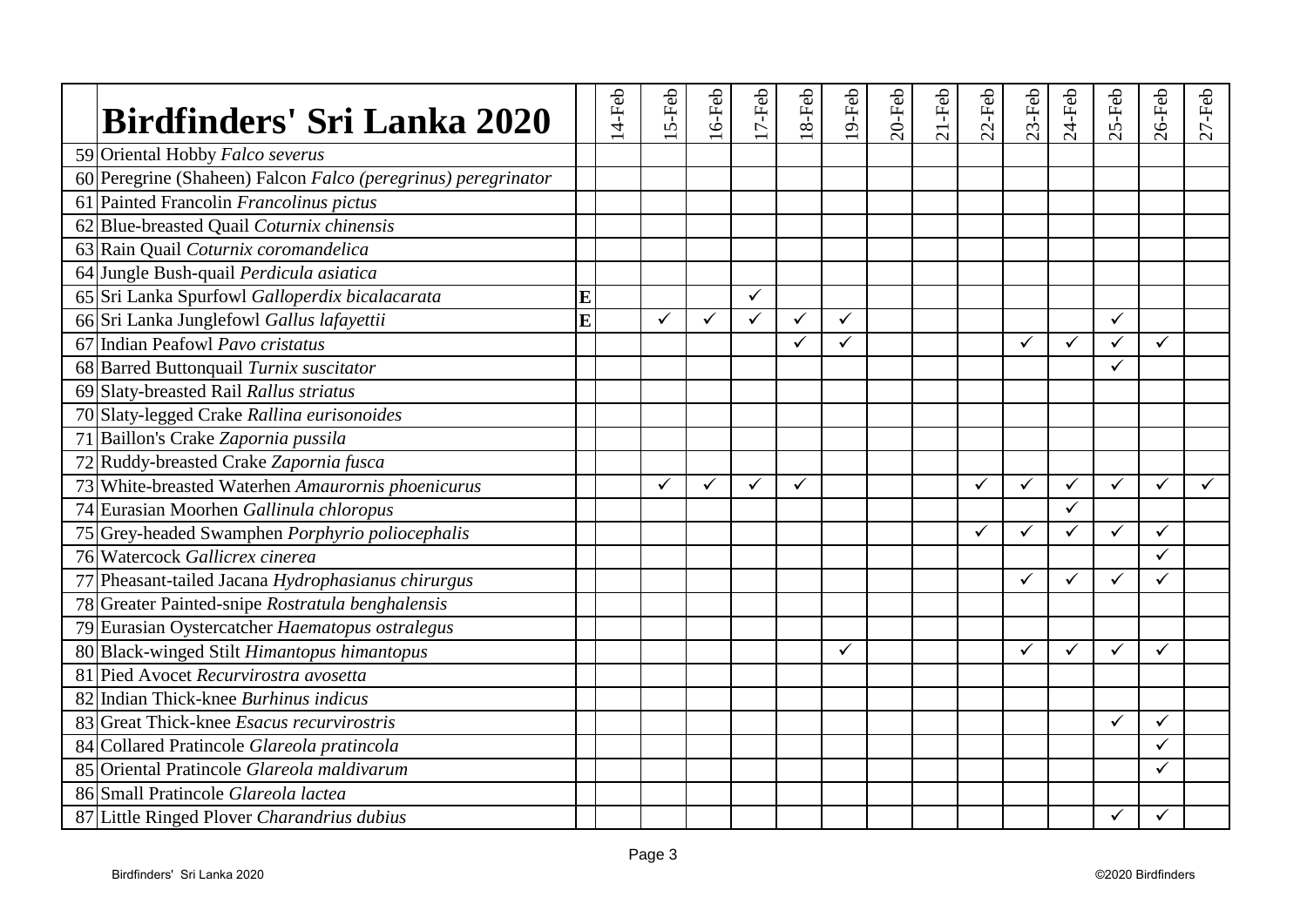| | Birdfinders' Sri Lanka 2020 | | 14-Feb | 15-Feb | 16-Feb | 17-Feb | 18-Feb | 19-Feb | 20-Feb | 21-Feb | 22-Feb | 23-Feb | 24-Feb | 25-Feb | 26-Feb | 27-Feb |
|---|---|---|---|---|---|---|---|---|---|---|---|---|---|---|---|---|
| 59 | Oriental Hobby *Falco severus* | | | | | | | | | | | | | | | |
| 60 | Peregrine (Shaheen) Falcon *Falco (peregrinus) peregrinator* | | | | | | | | | | | | | | | |
| 61 | Painted Francolin *Francolinus pictus* | | | | | | | | | | | | | | | |
| 62 | Blue-breasted Quail *Coturnix chinensis* | | | | | | | | | | | | | | | |
| 63 | Rain Quail *Coturnix coromandelica* | | | | | | | | | | | | | | | |
| 64 | Jungle Bush-quail *Perdicula asiatica* | | | | | | | | | | | | | | | |
| 65 | Sri Lanka Spurfowl *Galloperdix bicalacarata* | **E** | | | | ✓ | | | | | | | | | | |
| 66 | Sri Lanka Junglefowl *Gallus lafayettii* | **E** | | ✓ | ✓ | ✓ | ✓ | ✓ | | | | | | ✓ | | |
| 67 | Indian Peafowl *Pavo cristatus* | | | | | | ✓ | ✓ | | | | ✓ | ✓ | ✓ | ✓ | |
| 68 | Barred Buttonquail *Turnix suscitator* | | | | | | | | | | | | | ✓ | | |
| 69 | Slaty-breasted Rail *Rallus striatus* | | | | | | | | | | | | | | | |
| 70 | Slaty-legged Crake *Rallina eurisonoides* | | | | | | | | | | | | | | | |
| 71 | Baillon's Crake *Zapornia pussila* | | | | | | | | | | | | | | | |
| 72 | Ruddy-breasted Crake *Zapornia fusca* | | | | | | | | | | | | | | | |
| 73 | White-breasted Waterhen *Amaurornis phoenicurus* | | | ✓ | ✓ | ✓ | ✓ | | | | ✓ | ✓ | ✓ | ✓ | ✓ | ✓ |
| 74 | Eurasian Moorhen *Gallinula chloropus* | | | | | | | | | | | | ✓ | | | |
| 75 | Grey-headed Swamphen *Porphyrio poliocephalis* | | | | | | | | | | ✓ | ✓ | ✓ | ✓ | ✓ | |
| 76 | Watercock *Gallicrex cinerea* | | | | | | | | | | | | | | ✓ | |
| 77 | Pheasant-tailed Jacana *Hydrophasianus chirurgus* | | | | | | | | | | | ✓ | ✓ | ✓ | ✓ | |
| 78 | Greater Painted-snipe *Rostratula benghalensis* | | | | | | | | | | | | | | | |
| 79 | Eurasian Oystercatcher *Haematopus ostralegus* | | | | | | | | | | | | | | | |
| 80 | Black-winged Stilt *Himantopus himantopus* | | | | | | | ✓ | | | | ✓ | ✓ | ✓ | ✓ | |
| 81 | Pied Avocet *Recurvirostra avosetta* | | | | | | | | | | | | | | | |
| 82 | Indian Thick-knee *Burhinus indicus* | | | | | | | | | | | | | | | |
| 83 | Great Thick-knee *Esacus recurvirostris* | | | | | | | | | | | | | ✓ | ✓ | |
| 84 | Collared Pratincole *Glareola pratincola* | | | | | | | | | | | | | | ✓ | |
| 85 | Oriental Pratincole *Glareola maldivarum* | | | | | | | | | | | | | | ✓ | |
| 86 | Small Pratincole *Glareola lactea* | | | | | | | | | | | | | | | |
| 87 | Little Ringed Plover *Charandrius dubius* | | | | | | | | | | | | | ✓ | ✓ | |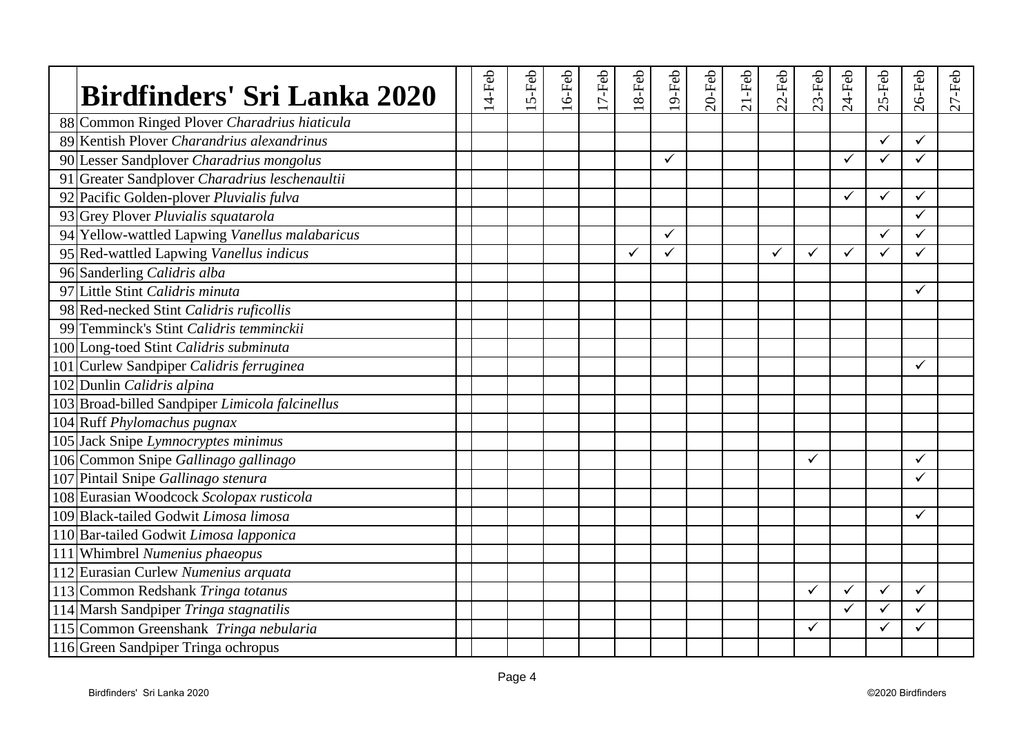| | **Birdfinders' Sri Lanka 2020** | | 14-Feb | 15-Feb | 16-Feb | 17-Feb | 18-Feb | 19-Feb | 20-Feb | 21-Feb | 22-Feb | 23-Feb | 24-Feb | 25-Feb | 26-Feb | 27-Feb |
|---|---|---|---|---|---|---|---|---|---|---|---|---|---|---|---|---|
| 88 | Common Ringed Plover *Charadrius hiaticula* | | | | | | | | | | | | | | | |
| 89 | Kentish Plover *Charandrius alexandrinus* | | | | | | | | | | | | | ✓ | ✓ | |
| 90 | Lesser Sandplover *Charadrius mongolus* | | | | | | | ✓ | | | | | ✓ | ✓ | ✓ | |
| 91 | Greater Sandplover *Charadrius leschenaultii* | | | | | | | | | | | | | | | |
| 92 | Pacific Golden-plover *Pluvialis fulva* | | | | | | | | | | | | ✓ | ✓ | ✓ | |
| 93 | Grey Plover *Pluvialis squatarola* | | | | | | | | | | | | | | ✓ | |
| 94 | Yellow-wattled Lapwing *Vanellus malabaricus* | | | | | | | ✓ | | | | | | ✓ | ✓ | |
| 95 | Red-wattled Lapwing *Vanellus indicus* | | | | | | ✓ | ✓ | | | ✓ | ✓ | ✓ | ✓ | ✓ | |
| 96 | Sanderling *Calidris alba* | | | | | | | | | | | | | | | |
| 97 | Little Stint *Calidris minuta* | | | | | | | | | | | | | | ✓ | |
| 98 | Red-necked Stint *Calidris ruficollis* | | | | | | | | | | | | | | | |
| 99 | Temminck's Stint *Calidris temminckii* | | | | | | | | | | | | | | | |
| 100 | Long-toed Stint *Calidris subminuta* | | | | | | | | | | | | | | | |
| 101 | Curlew Sandpiper *Calidris ferruginea* | | | | | | | | | | | | | | ✓ | |
| 102 | Dunlin *Calidris alpina* | | | | | | | | | | | | | | | |
| 103 | Broad-billed Sandpiper *Limicola falcinellus* | | | | | | | | | | | | | | | |
| 104 | Ruff *Phylomachus pugnax* | | | | | | | | | | | | | | | |
| 105 | Jack Snipe *Lymnocryptes minimus* | | | | | | | | | | | | | | | |
| 106 | Common Snipe *Gallinago gallinago* | | | | | | | | | | | ✓ | | | ✓ | |
| 107 | Pintail Snipe *Gallinago stenura* | | | | | | | | | | | | | | ✓ | |
| 108 | Eurasian Woodcock *Scolopax rusticola* | | | | | | | | | | | | | | | |
| 109 | Black-tailed Godwit *Limosa limosa* | | | | | | | | | | | | | | ✓ | |
| 110 | Bar-tailed Godwit *Limosa lapponica* | | | | | | | | | | | | | | | |
| 111 | Whimbrel *Numenius phaeopus* | | | | | | | | | | | | | | | |
| 112 | Eurasian Curlew *Numenius arquata* | | | | | | | | | | | | | | | |
| 113 | Common Redshank *Tringa totanus* | | | | | | | | | | | ✓ | ✓ | ✓ | ✓ | |
| 114 | Marsh Sandpiper *Tringa stagnatilis* | | | | | | | | | | | | ✓ | ✓ | ✓ | |
| 115 | Common Greenshank *Tringa nebularia* | | | | | | | | | | | ✓ | | ✓ | ✓ | |
| 116 | Green Sandpiper Tringa ochropus | | | | | | | | | | | | | | | |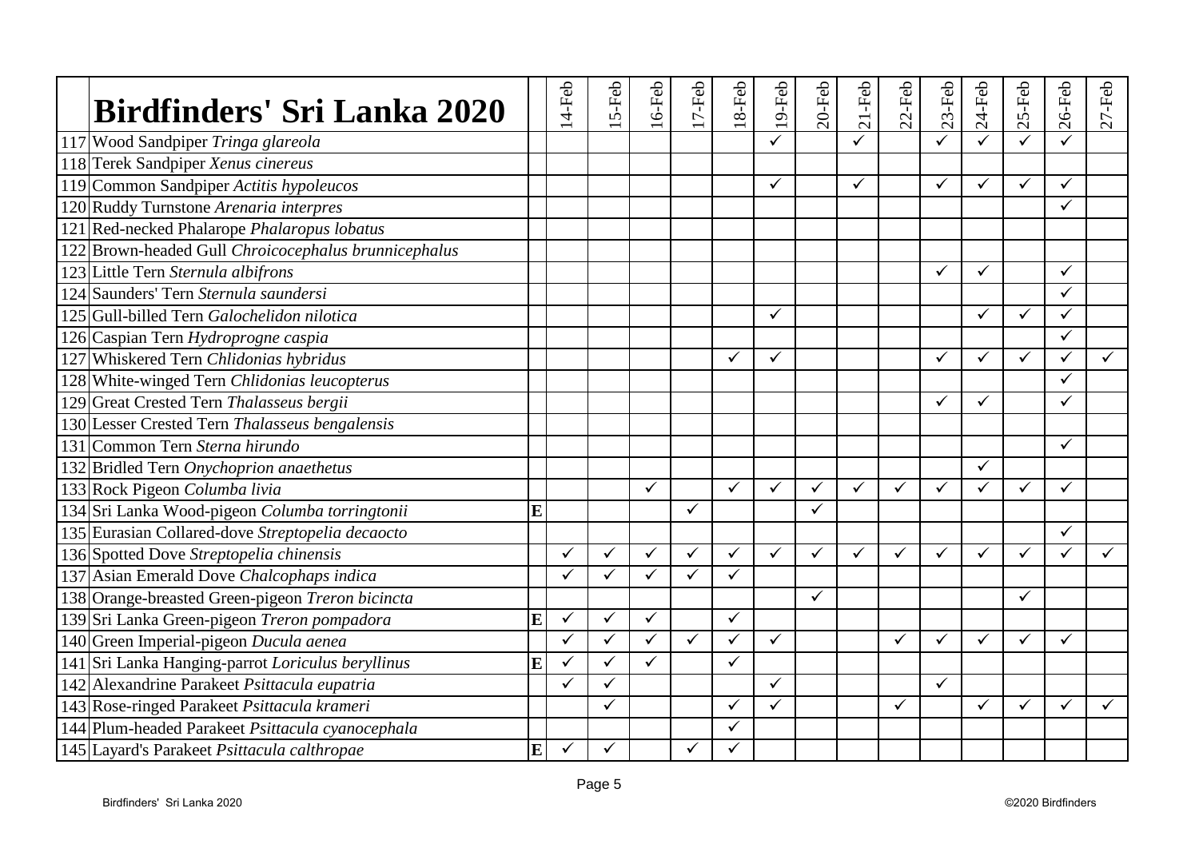| | Birdfinders' Sri Lanka 2020 | | 14-Feb | 15-Feb | 16-Feb | 17-Feb | 18-Feb | 19-Feb | 20-Feb | 21-Feb | 22-Feb | 23-Feb | 24-Feb | 25-Feb | 26-Feb | 27-Feb |
|---|---|---|---|---|---|---|---|---|---|---|---|---|---|---|---|---|
| 117 | Wood Sandpiper *Tringa glareola* | | | | | | | ✓ | | ✓ | | ✓ | ✓ | ✓ | ✓ | |
| 118 | Terek Sandpiper *Xenus cinereus* | | | | | | | | | | | | | | | |
| 119 | Common Sandpiper *Actitis hypoleucos* | | | | | | | ✓ | | ✓ | | ✓ | ✓ | ✓ | ✓ | |
| 120 | Ruddy Turnstone *Arenaria interpres* | | | | | | | | | | | | | | ✓ | |
| 121 | Red-necked Phalarope *Phalaropus lobatus* | | | | | | | | | | | | | | | |
| 122 | Brown-headed Gull *Chroicocephalus brunnicephalus* | | | | | | | | | | | | | | | |
| 123 | Little Tern *Sternula albifrons* | | | | | | | | | | | ✓ | ✓ | | ✓ | |
| 124 | Saunders' Tern *Sternula saundersi* | | | | | | | | | | | | | | ✓ | |
| 125 | Gull-billed Tern *Galochelidon nilotica* | | | | | | | ✓ | | | | | ✓ | ✓ | ✓ | |
| 126 | Caspian Tern *Hydroprogne caspia* | | | | | | | | | | | | | | ✓ | |
| 127 | Whiskered Tern *Chlidonias hybridus* | | | | | | ✓ | ✓ | | | | ✓ | ✓ | ✓ | ✓ | ✓ |
| 128 | White-winged Tern *Chlidonias leucopterus* | | | | | | | | | | | | | | ✓ | |
| 129 | Great Crested Tern *Thalasseus bergii* | | | | | | | | | | | ✓ | ✓ | | ✓ | |
| 130 | Lesser Crested Tern *Thalasseus bengalensis* | | | | | | | | | | | | | | | |
| 131 | Common Tern *Sterna hirundo* | | | | | | | | | | | | | | ✓ | |
| 132 | Bridled Tern *Onychoprion anaethetus* | | | | | | | | | | | | ✓ | | | |
| 133 | Rock Pigeon *Columba livia* | | | | ✓ | | ✓ | ✓ | ✓ | ✓ | ✓ | ✓ | ✓ | ✓ | ✓ | |
| 134 | Sri Lanka Wood-pigeon *Columba torringtonii* | E | | | | ✓ | | | ✓ | | | | | | | |
| 135 | Eurasian Collared-dove *Streptopelia decaocto* | | | | | | | | | | | | | | ✓ | |
| 136 | Spotted Dove *Streptopelia chinensis* | | ✓ | ✓ | ✓ | ✓ | ✓ | ✓ | ✓ | ✓ | ✓ | ✓ | ✓ | ✓ | ✓ | ✓ |
| 137 | Asian Emerald Dove *Chalcophaps indica* | | ✓ | ✓ | ✓ | ✓ | ✓ | | | | | | | | | |
| 138 | Orange-breasted Green-pigeon *Treron bicincta* | | | | | | | | ✓ | | | | | ✓ | | |
| 139 | Sri Lanka Green-pigeon *Treron pompadora* | E | ✓ | ✓ | ✓ | | ✓ | | | | | | | | | |
| 140 | Green Imperial-pigeon *Ducula aenea* | | ✓ | ✓ | ✓ | ✓ | ✓ | ✓ | | | ✓ | ✓ | ✓ | ✓ | ✓ | |
| 141 | Sri Lanka Hanging-parrot *Loriculus beryllinus* | E | ✓ | ✓ | ✓ | | ✓ | | | | | | | | | |
| 142 | Alexandrine Parakeet *Psittacula eupatria* | | ✓ | ✓ | | | | ✓ | | | | ✓ | | | | |
| 143 | Rose-ringed Parakeet *Psittacula krameri* | | | ✓ | | | ✓ | ✓ | | | ✓ | | ✓ | ✓ | ✓ | ✓ |
| 144 | Plum-headed Parakeet *Psittacula cyanocephala* | | | | | | ✓ | | | | | | | | | |
| 145 | Layard's Parakeet *Psittacula calthropae* | E | ✓ | ✓ | | ✓ | ✓ | | | | | | | | | |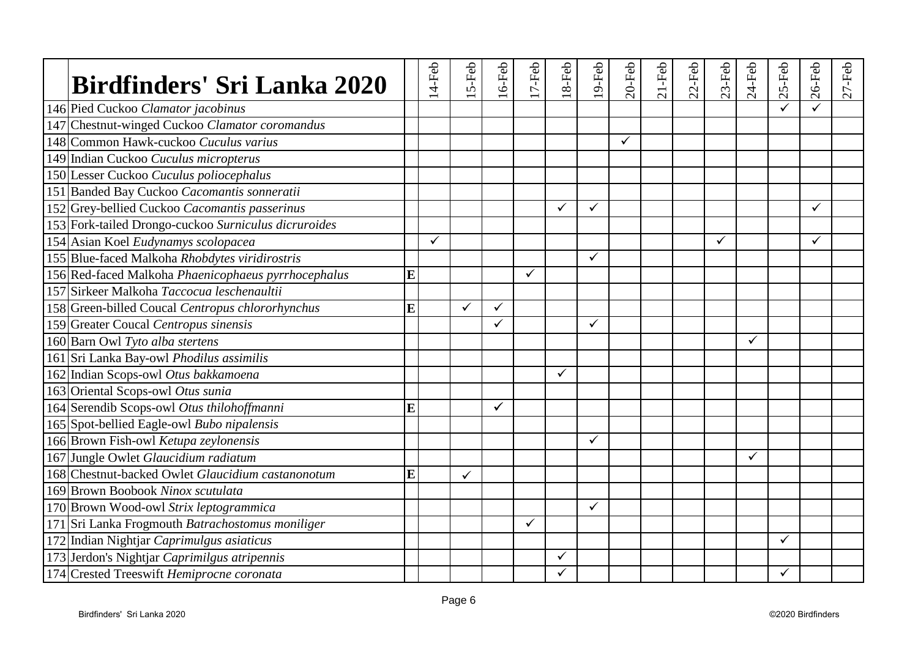| | Birdfinders' Sri Lanka 2020 | | 14-Feb | 15-Feb | 16-Feb | 17-Feb | 18-Feb | 19-Feb | 20-Feb | 21-Feb | 22-Feb | 23-Feb | 24-Feb | 25-Feb | 26-Feb | 27-Feb |
|---|---|---|---|---|---|---|---|---|---|---|---|---|---|---|---|---|
| 146 | Pied Cuckoo *Clamator jacobinus* | | | | | | | | | | | | | ✓ | ✓ | |
| 147 | Chestnut-winged Cuckoo *Clamator coromandus* | | | | | | | | | | | | | | | |
| 148 | Common Hawk-cuckoo *Cuculus varius* | | | | | | | | ✓ | | | | | | | |
| 149 | Indian Cuckoo *Cuculus micropterus* | | | | | | | | | | | | | | | |
| 150 | Lesser Cuckoo *Cuculus poliocephalus* | | | | | | | | | | | | | | | |
| 151 | Banded Bay Cuckoo *Cacomantis sonneratii* | | | | | | | | | | | | | | | |
| 152 | Grey-bellied Cuckoo *Cacomantis passerinus* | | | | | | ✓ | ✓ | | | | | | | ✓ | |
| 153 | Fork-tailed Drongo-cuckoo *Surniculus dicruroides* | | | | | | | | | | | | | | | |
| 154 | Asian Koel *Eudynamys scolopacea* | | ✓ | | | | | | | | | ✓ | | | ✓ | |
| 155 | Blue-faced Malkoha *Rhobdytes viridirostris* | | | | | | | ✓ | | | | | | | | |
| 156 | Red-faced Malkoha *Phaenicophaeus pyrrhocephalus* | **E** | | | | ✓ | | | | | | | | | | |
| 157 | Sirkeer Malkoha *Taccocua leschenaultii* | | | | | | | | | | | | | | | |
| 158 | Green-billed Coucal *Centropus chlororhynchus* | **E** | | ✓ | ✓ | | | | | | | | | | | |
| 159 | Greater Coucal *Centropus sinensis* | | | | ✓ | | | ✓ | | | | | | | | |
| 160 | Barn Owl *Tyto alba stertens* | | | | | | | | | | | | ✓ | | | |
| 161 | Sri Lanka Bay-owl *Phodilus assimilis* | | | | | | | | | | | | | | | |
| 162 | Indian Scops-owl *Otus bakkamoena* | | | | | | ✓ | | | | | | | | | |
| 163 | Oriental Scops-owl *Otus sunia* | | | | | | | | | | | | | | | |
| 164 | Serendib Scops-owl *Otus thilohoffmanni* | **E** | | | ✓ | | | | | | | | | | | |
| 165 | Spot-bellied Eagle-owl *Bubo nipalensis* | | | | | | | | | | | | | | | |
| 166 | Brown Fish-owl *Ketupa zeylonensis* | | | | | | | ✓ | | | | | | | | |
| 167 | Jungle Owlet *Glaucidium radiatum* | | | | | | | | | | | | ✓ | | | |
| 168 | Chestnut-backed Owlet *Glaucidium castanonotum* | **E** | | ✓ | | | | | | | | | | | | |
| 169 | Brown Boobook *Ninox scutulata* | | | | | | | | | | | | | | | |
| 170 | Brown Wood-owl *Strix leptogrammica* | | | | | | | ✓ | | | | | | | | |
| 171 | Sri Lanka Frogmouth *Batrachostomus moniliger* | | | | | ✓ | | | | | | | | | | |
| 172 | Indian Nightjar *Caprimulgus asiaticus* | | | | | | | | | | | | | ✓ | | |
| 173 | Jerdon's Nightjar *Caprimilgus atripennis* | | | | | | ✓ | | | | | | | | | |
| 174 | Crested Treeswift *Hemiprocne coronata* | | | | | | ✓ | | | | | | | ✓ | | |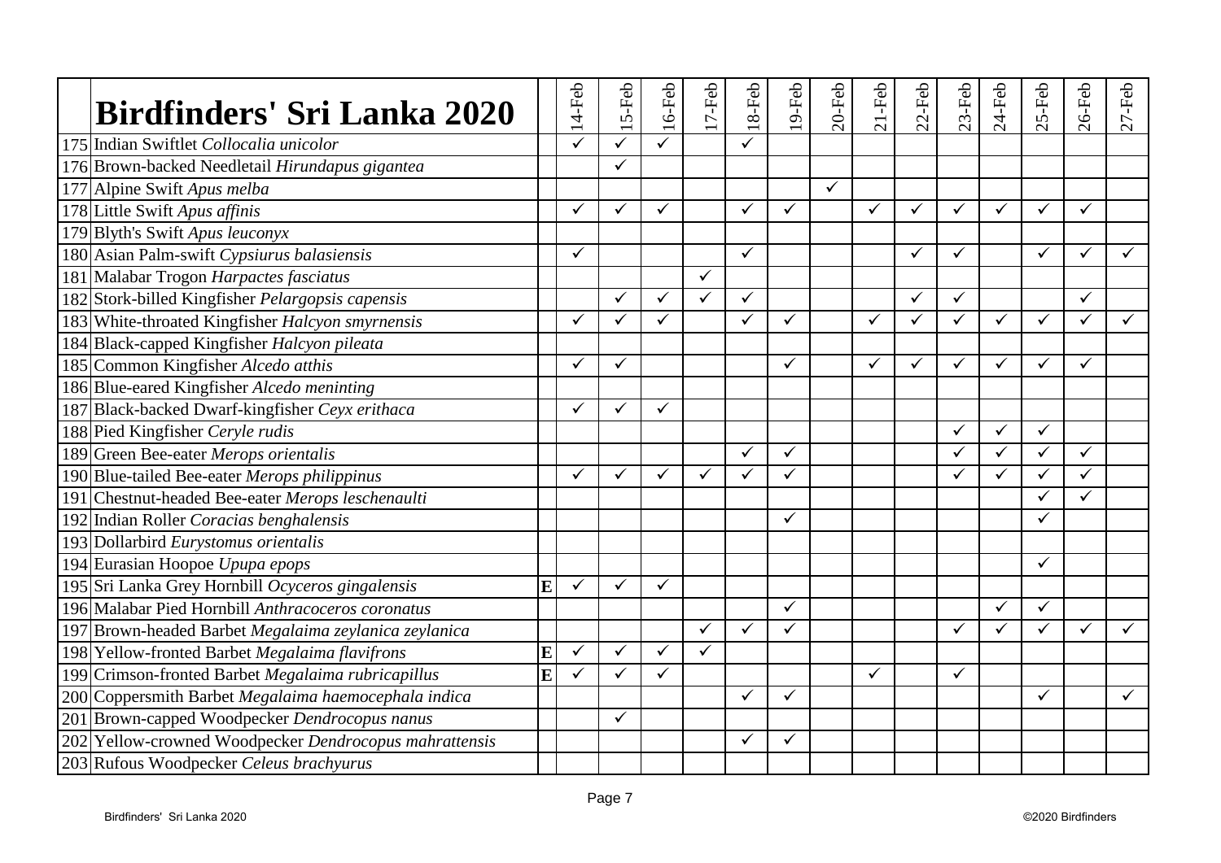| | Birdfinders' Sri Lanka 2020 | | 14-Feb | 15-Feb | 16-Feb | 17-Feb | 18-Feb | 19-Feb | 20-Feb | 21-Feb | 22-Feb | 23-Feb | 24-Feb | 25-Feb | 26-Feb | 27-Feb |
|---|---|---|---|---|---|---|---|---|---|---|---|---|---|---|---|---|
| 175 | Indian Swiftlet *Collocalia unicolor* | | ✓ | ✓ | ✓ | | ✓ | | | | | | | | | |
| 176 | Brown-backed Needletail *Hirundapus gigantea* | | | ✓ | | | | | | | | | | | | |
| 177 | Alpine Swift *Apus melba* | | | | | | | | ✓ | | | | | | | |
| 178 | Little Swift *Apus affinis* | | ✓ | ✓ | ✓ | | ✓ | ✓ | | ✓ | ✓ | ✓ | ✓ | ✓ | ✓ | |
| 179 | Blyth's Swift *Apus leuconyx* | | | | | | | | | | | | | | | |
| 180 | Asian Palm-swift *Cypsiurus balasiensis* | | ✓ | | | | ✓ | | | | ✓ | ✓ | | ✓ | ✓ | ✓ |
| 181 | Malabar Trogon *Harpactes fasciatus* | | | | | ✓ | | | | | | | | | | |
| 182 | Stork-billed Kingfisher *Pelargopsis capensis* | | | ✓ | ✓ | ✓ | ✓ | | | | ✓ | ✓ | | | ✓ | |
| 183 | White-throated Kingfisher *Halcyon smyrnensis* | | ✓ | ✓ | ✓ | | ✓ | ✓ | | ✓ | ✓ | ✓ | ✓ | ✓ | ✓ | ✓ |
| 184 | Black-capped Kingfisher *Halcyon pileata* | | | | | | | | | | | | | | | |
| 185 | Common Kingfisher *Alcedo atthis* | | ✓ | ✓ | | | | ✓ | | ✓ | ✓ | ✓ | ✓ | ✓ | ✓ | |
| 186 | Blue-eared Kingfisher *Alcedo meninting* | | | | | | | | | | | | | | | |
| 187 | Black-backed Dwarf-kingfisher *Ceyx erithaca* | | ✓ | ✓ | ✓ | | | | | | | | | | | |
| 188 | Pied Kingfisher *Ceryle rudis* | | | | | | | | | | | ✓ | ✓ | ✓ | | |
| 189 | Green Bee-eater *Merops orientalis* | | | | | | ✓ | ✓ | | | | ✓ | ✓ | ✓ | ✓ | |
| 190 | Blue-tailed Bee-eater *Merops philippinus* | | ✓ | ✓ | ✓ | ✓ | ✓ | ✓ | | | | ✓ | ✓ | ✓ | ✓ | |
| 191 | Chestnut-headed Bee-eater *Merops leschenaulti* | | | | | | | | | | | | | ✓ | ✓ | |
| 192 | Indian Roller *Coracias benghalensis* | | | | | | | ✓ | | | | | | ✓ | | |
| 193 | Dollarbird *Eurystomus orientalis* | | | | | | | | | | | | | | | |
| 194 | Eurasian Hoopoe *Upupa epops* | | | | | | | | | | | | | ✓ | | |
| 195 | Sri Lanka Grey Hornbill *Ocyceros gingalensis* | E | ✓ | ✓ | ✓ | | | | | | | | | | | |
| 196 | Malabar Pied Hornbill *Anthracoceros coronatus* | | | | | | | ✓ | | | | | ✓ | ✓ | | |
| 197 | Brown-headed Barbet *Megalaima zeylanica zeylanica* | | | | | ✓ | ✓ | ✓ | | | | ✓ | ✓ | ✓ | ✓ | ✓ |
| 198 | Yellow-fronted Barbet *Megalaima flavifrons* | E | ✓ | ✓ | ✓ | ✓ | | | | | | | | | | |
| 199 | Crimson-fronted Barbet *Megalaima rubricapillus* | E | ✓ | ✓ | ✓ | | | | | ✓ | | ✓ | | | | |
| 200 | Coppersmith Barbet *Megalaima haemocephala indica* | | | | | | ✓ | ✓ | | | | | | ✓ | | ✓ |
| 201 | Brown-capped Woodpecker *Dendrocopus nanus* | | | ✓ | | | | | | | | | | | | |
| 202 | Yellow-crowned Woodpecker *Dendrocopus mahrattensis* | | | | | | ✓ | ✓ | | | | | | | | |
| 203 | Rufous Woodpecker *Celeus brachyurus* | | | | | | | | | | | | | | | |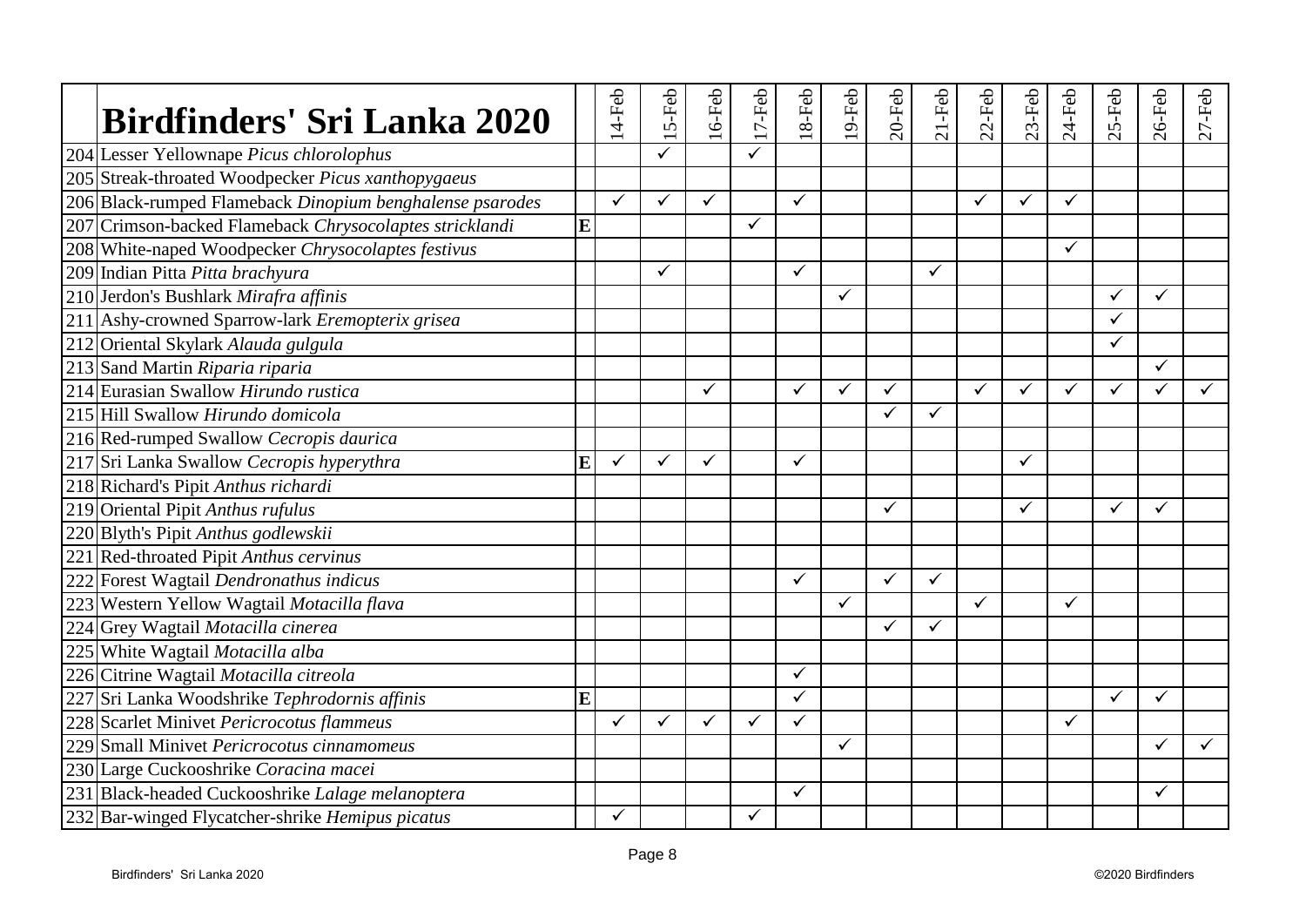| | Birdfinders' Sri Lanka 2020 | | 14-Feb | 15-Feb | 16-Feb | 17-Feb | 18-Feb | 19-Feb | 20-Feb | 21-Feb | 22-Feb | 23-Feb | 24-Feb | 25-Feb | 26-Feb | 27-Feb |
|---|---|---|---|---|---|---|---|---|---|---|---|---|---|---|---|---|
| 204 | Lesser Yellownape *Picus chlorolophus* | | | ✓ | | ✓ | | | | | | | | | | |
| 205 | Streak-throated Woodpecker *Picus xanthopygaeus* | | | | | | | | | | | | | | | |
| 206 | Black-rumped Flameback *Dinopium benghalense psarodes* | | ✓ | ✓ | ✓ | | ✓ | | | | ✓ | ✓ | ✓ | | | |
| 207 | Crimson-backed Flameback *Chrysocolaptes stricklandi* | E | | | | ✓ | | | | | | | | | | |
| 208 | White-naped Woodpecker *Chrysocolaptes festivus* | | | | | | | | | | | | ✓ | | | |
| 209 | Indian Pitta *Pitta brachyura* | | | ✓ | | | ✓ | | | ✓ | | | | | | |
| 210 | Jerdon's Bushlark *Mirafra affinis* | | | | | | | ✓ | | | | | | ✓ | ✓ | |
| 211 | Ashy-crowned Sparrow-lark *Eremopterix grisea* | | | | | | | | | | | | | ✓ | | |
| 212 | Oriental Skylark *Alauda gulgula* | | | | | | | | | | | | | ✓ | | |
| 213 | Sand Martin *Riparia riparia* | | | | | | | | | | | | | | ✓ | |
| 214 | Eurasian Swallow *Hirundo rustica* | | | | ✓ | | ✓ | ✓ | ✓ | | ✓ | ✓ | ✓ | ✓ | ✓ | ✓ |
| 215 | Hill Swallow *Hirundo domicola* | | | | | | | | ✓ | ✓ | | | | | | |
| 216 | Red-rumped Swallow *Cecropis daurica* | | | | | | | | | | | | | | | |
| 217 | Sri Lanka Swallow *Cecropis hyperythra* | E | ✓ | ✓ | ✓ | | ✓ | | | | | ✓ | | | | |
| 218 | Richard's Pipit *Anthus richardi* | | | | | | | | | | | | | | | |
| 219 | Oriental Pipit *Anthus rufulus* | | | | | | | | ✓ | | | ✓ | | ✓ | ✓ | |
| 220 | Blyth's Pipit *Anthus godlewskii* | | | | | | | | | | | | | | | |
| 221 | Red-throated Pipit *Anthus cervinus* | | | | | | | | | | | | | | | |
| 222 | Forest Wagtail *Dendronathus indicus* | | | | | | ✓ | | ✓ | ✓ | | | | | | |
| 223 | Western Yellow Wagtail *Motacilla flava* | | | | | | | ✓ | | | ✓ | | ✓ | | | |
| 224 | Grey Wagtail *Motacilla cinerea* | | | | | | | | ✓ | ✓ | | | | | | |
| 225 | White Wagtail *Motacilla alba* | | | | | | | | | | | | | | | |
| 226 | Citrine Wagtail *Motacilla citreola* | | | | | | ✓ | | | | | | | | | |
| 227 | Sri Lanka Woodshrike *Tephrodornis affinis* | E | | | | | ✓ | | | | | | | ✓ | ✓ | |
| 228 | Scarlet Minivet *Pericrocotus flammeus* | | ✓ | ✓ | ✓ | ✓ | ✓ | | | | | | ✓ | | | |
| 229 | Small Minivet *Pericrocotus cinnamomeus* | | | | | | | ✓ | | | | | | | ✓ | ✓ |
| 230 | Large Cuckooshrike *Coracina macei* | | | | | | | | | | | | | | | |
| 231 | Black-headed Cuckooshrike *Lalage melanoptera* | | | | | | ✓ | | | | | | | | ✓ | |
| 232 | Bar-winged Flycatcher-shrike *Hemipus picatus* | | ✓ | | | ✓ | | | | | | | | | | |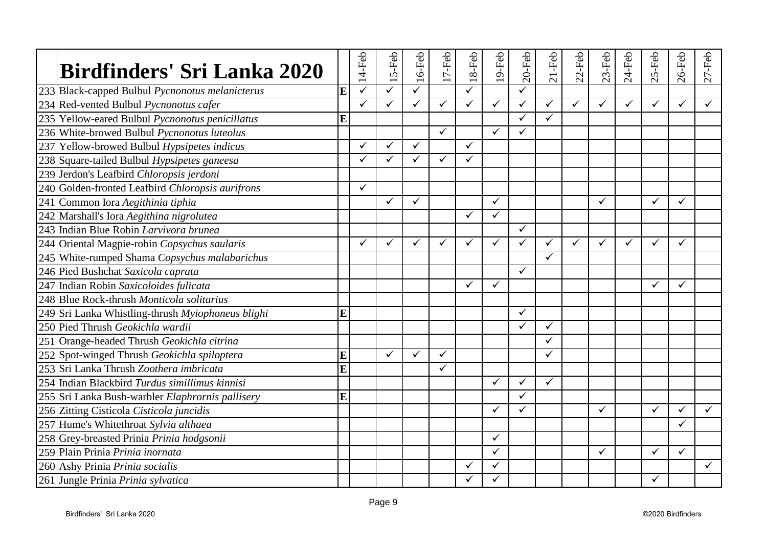| | Birdfinders' Sri Lanka 2020 | | 14-Feb | 15-Feb | 16-Feb | 17-Feb | 18-Feb | 19-Feb | 20-Feb | 21-Feb | 22-Feb | 23-Feb | 24-Feb | 25-Feb | 26-Feb | 27-Feb |
|---|---|---|---|---|---|---|---|---|---|---|---|---|---|---|---|---|
| 233 | Black-capped Bulbul *Pycnonotus melanicterus* | E | ✓ | ✓ | ✓ | | ✓ | | ✓ | | | | | | | |
| 234 | Red-vented Bulbul *Pycnonotus cafer* | | ✓ | ✓ | ✓ | ✓ | ✓ | ✓ | ✓ | ✓ | ✓ | ✓ | ✓ | ✓ | ✓ | ✓ |
| 235 | Yellow-eared Bulbul *Pycnonotus penicillatus* | E | | | | | | | ✓ | ✓ | | | | | | |
| 236 | White-browed Bulbul *Pycnonotus luteolus* | | | | | ✓ | | ✓ | ✓ | | | | | | | |
| 237 | Yellow-browed Bulbul *Hypsipetes indicus* | | ✓ | ✓ | ✓ | | ✓ | | | | | | | | | |
| 238 | Square-tailed Bulbul *Hypsipetes ganeesa* | | ✓ | ✓ | ✓ | ✓ | ✓ | | | | | | | | | |
| 239 | Jerdon's Leafbird *Chloropsis jerdoni* | | | | | | | | | | | | | | | |
| 240 | Golden-fronted Leafbird *Chloropsis aurifrons* | | ✓ | | | | | | | | | | | | | |
| 241 | Common Iora *Aegithinia tiphia* | | | ✓ | ✓ | | | ✓ | | | | ✓ | | ✓ | ✓ | |
| 242 | Marshall's Iora *Aegithina nigrolutea* | | | | | | ✓ | ✓ | | | | | | | | |
| 243 | Indian Blue Robin *Larvivora brunea* | | | | | | | | ✓ | | | | | | | |
| 244 | Oriental Magpie-robin *Copsychus saularis* | | ✓ | ✓ | ✓ | ✓ | ✓ | ✓ | ✓ | ✓ | ✓ | ✓ | ✓ | ✓ | ✓ | |
| 245 | White-rumped Shama *Copsychus malabarichus* | | | | | | | | | ✓ | | | | | | |
| 246 | Pied Bushchat *Saxicola caprata* | | | | | | | | ✓ | | | | | | | |
| 247 | Indian Robin *Saxicoloides fulicata* | | | | | | ✓ | ✓ | | | | | | ✓ | ✓ | |
| 248 | Blue Rock-thrush *Monticola solitarius* | | | | | | | | | | | | | | | |
| 249 | Sri Lanka Whistling-thrush *Myiophoneus blighi* | E | | | | | | | ✓ | | | | | | | |
| 250 | Pied Thrush *Geokichla wardii* | | | | | | | | ✓ | ✓ | | | | | | |
| 251 | Orange-headed Thrush *Geokichla citrina* | | | | | | | | | ✓ | | | | | | |
| 252 | Spot-winged Thrush *Geokichla spiloptera* | E | | ✓ | ✓ | ✓ | | | | ✓ | | | | | | |
| 253 | Sri Lanka Thrush *Zoothera imbricata* | E | | | | ✓ | | | | | | | | | | |
| 254 | Indian Blackbird *Turdus simillimus kinnisi* | | | | | | | ✓ | ✓ | ✓ | | | | | | |
| 255 | Sri Lanka Bush-warbler *Elaphrornis pallisery* | E | | | | | | | ✓ | | | | | | | |
| 256 | Zitting Cisticola *Cisticola juncidis* | | | | | | | ✓ | ✓ | | | ✓ | | ✓ | ✓ | ✓ |
| 257 | Hume's Whitethroat *Sylvia althaea* | | | | | | | | | | | | | | ✓ | |
| 258 | Grey-breasted Prinia *Prinia hodgsonii* | | | | | | | ✓ | | | | | | | | |
| 259 | Plain Prinia *Prinia inornata* | | | | | | | ✓ | | | | ✓ | | ✓ | ✓ | |
| 260 | Ashy Prinia *Prinia socialis* | | | | | | ✓ | ✓ | | | | | | | | ✓ |
| 261 | Jungle Prinia *Prinia sylvatica* | | | | | | ✓ | ✓ | | | | | | ✓ | | |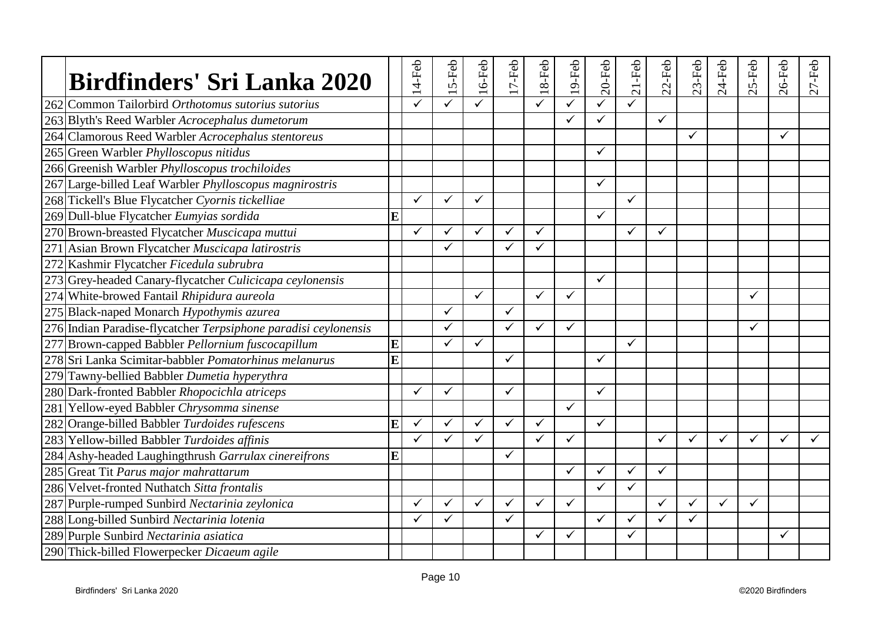| | Birdfinders' Sri Lanka 2020 | | 14-Feb | 15-Feb | 16-Feb | 17-Feb | 18-Feb | 19-Feb | 20-Feb | 21-Feb | 22-Feb | 23-Feb | 24-Feb | 25-Feb | 26-Feb | 27-Feb |
|---|---|---|---|---|---|---|---|---|---|---|---|---|---|---|---|---|
| 262 | Common Tailorbird *Orthotomus sutorius sutorius* | | ✓ | ✓ | ✓ | | ✓ | ✓ | ✓ | ✓ | | | | | | |
| 263 | Blyth's Reed Warbler *Acrocephalus dumetorum* | | | | | | | ✓ | ✓ | | ✓ | | | | | |
| 264 | Clamorous Reed Warbler *Acrocephalus stentoreus* | | | | | | | | | | | ✓ | | | ✓ | |
| 265 | Green Warbler *Phylloscopus nitidus* | | | | | | | | ✓ | | | | | | | |
| 266 | Greenish Warbler *Phylloscopus trochiloides* | | | | | | | | | | | | | | | |
| 267 | Large-billed Leaf Warbler *Phylloscopus magnirostris* | | | | | | | | ✓ | | | | | | | |
| 268 | Tickell's Blue Flycatcher *Cyornis tickelliae* | | ✓ | ✓ | ✓ | | | | | ✓ | | | | | | |
| 269 | Dull-blue Flycatcher *Eumyias sordida* | E | | | | | | | ✓ | | | | | | | |
| 270 | Brown-breasted Flycatcher *Muscicapa muttui* | | ✓ | ✓ | ✓ | ✓ | ✓ | | | ✓ | ✓ | | | | | |
| 271 | Asian Brown Flycatcher *Muscicapa latirostris* | | | ✓ | | ✓ | ✓ | | | | | | | | | |
| 272 | Kashmir Flycatcher *Ficedula subrubra* | | | | | | | | | | | | | | | |
| 273 | Grey-headed Canary-flycatcher *Culicicapa ceylonensis* | | | | | | | | ✓ | | | | | | | |
| 274 | White-browed Fantail *Rhipidura aureola* | | | | ✓ | | ✓ | ✓ | | | | | | ✓ | | |
| 275 | Black-naped Monarch *Hypothymis azurea* | | | ✓ | | ✓ | | | | | | | | | | |
| 276 | Indian Paradise-flycatcher *Terpsiphone paradisi ceylonensis* | | | ✓ | | ✓ | ✓ | ✓ | | | | | | ✓ | | |
| 277 | Brown-capped Babbler *Pellornium fuscocapillum* | E | | ✓ | ✓ | | | | | ✓ | | | | | | |
| 278 | Sri Lanka Scimitar-babbler *Pomatorhinus melanurus* | E | | | | ✓ | | | ✓ | | | | | | | |
| 279 | Tawny-bellied Babbler *Dumetia hyperythra* | | | | | | | | | | | | | | | |
| 280 | Dark-fronted Babbler *Rhopocichla atriceps* | | ✓ | ✓ | | ✓ | | | ✓ | | | | | | | |
| 281 | Yellow-eyed Babbler *Chrysomma sinense* | | | | | | | ✓ | | | | | | | | |
| 282 | Orange-billed Babbler *Turdoides rufescens* | E | ✓ | ✓ | ✓ | ✓ | ✓ | | ✓ | | | | | | | |
| 283 | Yellow-billed Babbler *Turdoides affinis* | | ✓ | ✓ | ✓ | | ✓ | ✓ | | | ✓ | ✓ | ✓ | ✓ | ✓ | ✓ |
| 284 | Ashy-headed Laughingthrush *Garrulax cinereifrons* | E | | | | ✓ | | | | | | | | | | |
| 285 | Great Tit *Parus major mahrattarum* | | | | | | | ✓ | ✓ | ✓ | ✓ | | | | | |
| 286 | Velvet-fronted Nuthatch *Sitta frontalis* | | | | | | | | ✓ | ✓ | | | | | | |
| 287 | Purple-rumped Sunbird *Nectarinia zeylonica* | | ✓ | ✓ | ✓ | ✓ | ✓ | ✓ | | | ✓ | ✓ | ✓ | ✓ | | |
| 288 | Long-billed Sunbird *Nectarinia lotenia* | | ✓ | ✓ | | ✓ | | | ✓ | ✓ | ✓ | ✓ | | | | |
| 289 | Purple Sunbird *Nectarinia asiatica* | | | | | | ✓ | ✓ | | ✓ | | | | | ✓ | |
| 290 | Thick-billed Flowerpecker *Dicaeum agile* | | | | | | | | | | | | | | | |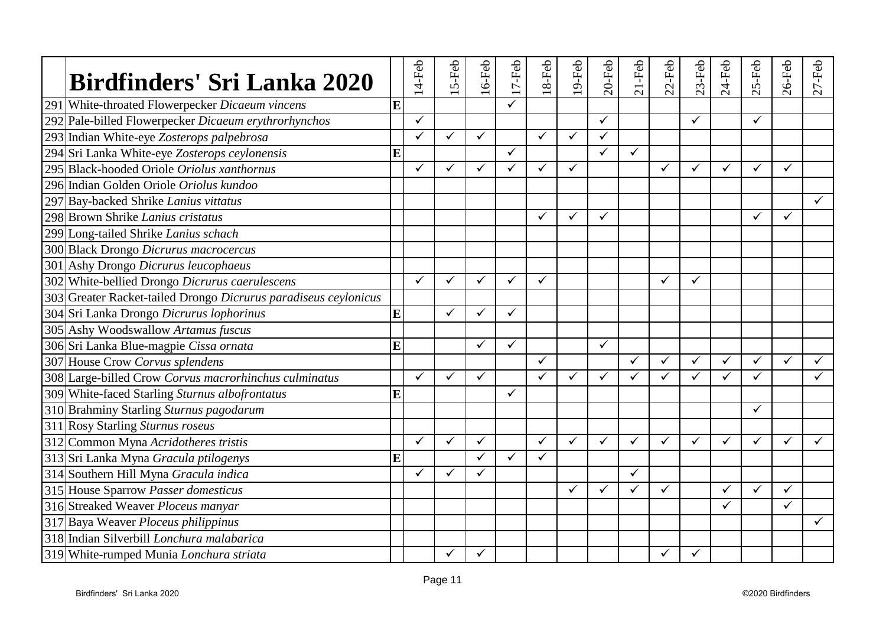| | Birdfinders' Sri Lanka 2020 | | 14-Feb | 15-Feb | 16-Feb | 17-Feb | 18-Feb | 19-Feb | 20-Feb | 21-Feb | 22-Feb | 23-Feb | 24-Feb | 25-Feb | 26-Feb | 27-Feb |
|---|---|---|---|---|---|---|---|---|---|---|---|---|---|---|---|---|
| 291 | White-throated Flowerpecker *Dicaeum vincens* | **E** | | | | ✓ | | | | | | | | | | |
| 292 | Pale-billed Flowerpecker *Dicaeum erythrorhynchos* | | ✓ | | | | | | ✓ | | | ✓ | | ✓ | | |
| 293 | Indian White-eye *Zosterops palpebrosa* | | ✓ | ✓ | ✓ | | ✓ | ✓ | ✓ | | | | | | | |
| 294 | Sri Lanka White-eye *Zosterops ceylonensis* | **E** | | | | ✓ | | | ✓ | ✓ | | | | | | |
| 295 | Black-hooded Oriole *Oriolus xanthornus* | | ✓ | ✓ | ✓ | ✓ | ✓ | ✓ | | | ✓ | ✓ | ✓ | ✓ | ✓ | |
| 296 | Indian Golden Oriole *Oriolus kundoo* | | | | | | | | | | | | | | | |
| 297 | Bay-backed Shrike *Lanius vittatus* | | | | | | | | | | | | | | | ✓ |
| 298 | Brown Shrike *Lanius cristatus* | | | | | | ✓ | ✓ | ✓ | | | | | ✓ | ✓ | |
| 299 | Long-tailed Shrike *Lanius schach* | | | | | | | | | | | | | | | |
| 300 | Black Drongo *Dicrurus macrocercus* | | | | | | | | | | | | | | | |
| 301 | Ashy Drongo *Dicrurus leucophaeus* | | | | | | | | | | | | | | | |
| 302 | White-bellied Drongo *Dicrurus caerulescens* | | ✓ | ✓ | ✓ | ✓ | ✓ | | | | ✓ | ✓ | | | | |
| 303 | Greater Racket-tailed Drongo *Dicrurus paradiseus ceylonicus* | | | | | | | | | | | | | | | |
| 304 | Sri Lanka Drongo *Dicrurus lophorinus* | **E** | | ✓ | ✓ | ✓ | | | | | | | | | | |
| 305 | Ashy Woodswallow *Artamus fuscus* | | | | | | | | | | | | | | | |
| 306 | Sri Lanka Blue-magpie *Cissa ornata* | **E** | | | ✓ | ✓ | | | ✓ | | | | | | | |
| 307 | House Crow *Corvus splendens* | | | | | | ✓ | | | ✓ | ✓ | ✓ | ✓ | ✓ | ✓ | ✓ |
| 308 | Large-billed Crow *Corvus macrorhinchus culminatus* | | ✓ | ✓ | ✓ | | ✓ | ✓ | ✓ | ✓ | ✓ | ✓ | ✓ | ✓ | | ✓ |
| 309 | White-faced Starling *Sturnus albofrontatus* | **E** | | | | ✓ | | | | | | | | | | |
| 310 | Brahminy Starling *Sturnus pagodarum* | | | | | | | | | | | | | ✓ | | |
| 311 | Rosy Starling *Sturnus roseus* | | | | | | | | | | | | | | | |
| 312 | Common Myna *Acridotheres tristis* | | ✓ | ✓ | ✓ | | ✓ | ✓ | ✓ | ✓ | ✓ | ✓ | ✓ | ✓ | ✓ | ✓ |
| 313 | Sri Lanka Myna *Gracula ptilogenys* | **E** | | | ✓ | ✓ | ✓ | | | | | | | | | |
| 314 | Southern Hill Myna *Gracula indica* | | ✓ | ✓ | ✓ | | | | | ✓ | | | | | | |
| 315 | House Sparrow *Passer domesticus* | | | | | | | ✓ | ✓ | ✓ | ✓ | | ✓ | ✓ | ✓ | |
| 316 | Streaked Weaver *Ploceus manyar* | | | | | | | | | | | | ✓ | | ✓ | |
| 317 | Baya Weaver *Ploceus philippinus* | | | | | | | | | | | | | | | ✓ |
| 318 | Indian Silverbill *Lonchura malabarica* | | | | | | | | | | | | | | | |
| 319 | White-rumped Munia *Lonchura striata* | | | ✓ | ✓ | | | | | | ✓ | ✓ | | | | |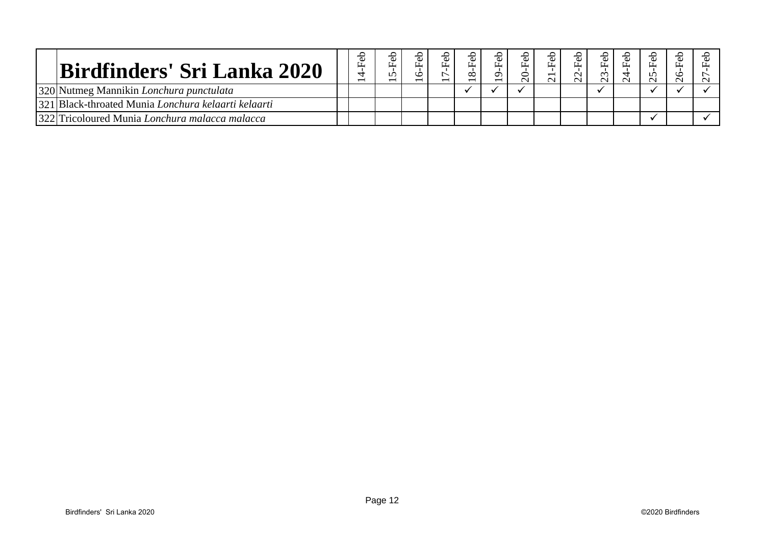| | Birdfinders' Sri Lanka 2020 | | 14-Feb | 15-Feb | 16-Feb | 17-Feb | 18-Feb | 19-Feb | 20-Feb | 21-Feb | 22-Feb | 23-Feb | 24-Feb | 25-Feb | 26-Feb | 27-Feb |
|---|---|---|---|---|---|---|---|---|---|---|---|---|---|---|---|---|
| 320 | Nutmeg Mannikin *Lonchura punctulata* | | | | | | ✓ | ✓ | ✓ | | | ✓ | | ✓ | ✓ | ✓ |
| 321 | Black-throated Munia *Lonchura kelaarti kelaarti* | | | | | | | | | | | | | | | |
| 322 | Tricoloured Munia *Lonchura malacca malacca* | | | | | | | | | | | | | ✓ | | ✓ |